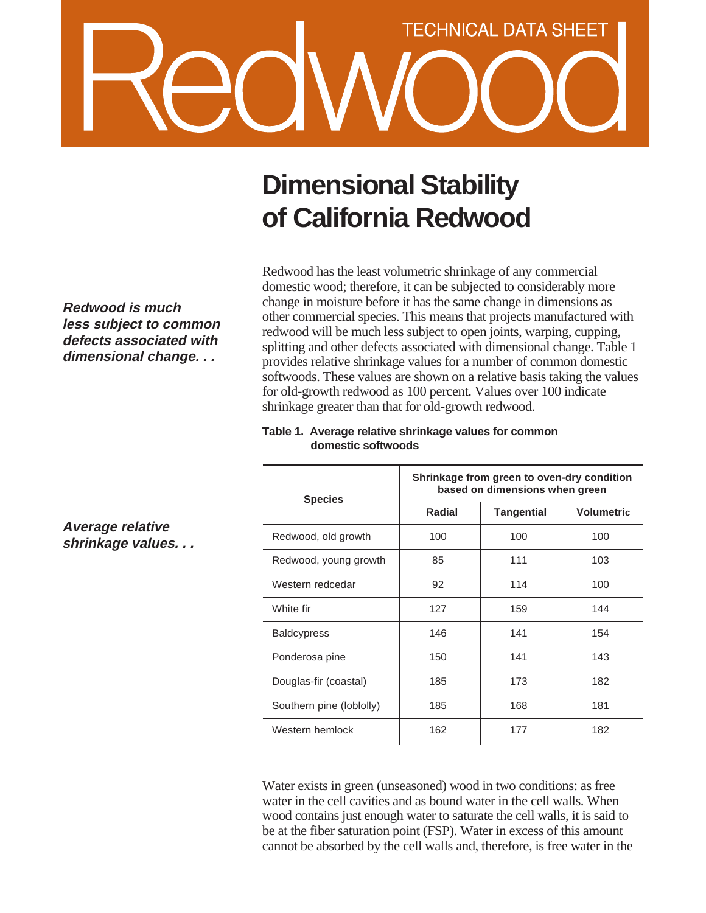TECHNICAL DATA SHEET

# Redwood

## Dimensional Stability of California Redwood

***Redwood is much less subject to common defects associated with dimensional change. . .***

Redwood has the least volumetric shrinkage of any commercial domestic wood; therefore, it can be subjected to considerably more change in moisture before it has the same change in dimensions as other commercial species. This means that projects manufactured with redwood will be much less subject to open joints, warping, cupping, splitting and other defects associated with dimensional change. Table 1 provides relative shrinkage values for a number of common domestic softwoods. These values are shown on a relative basis taking the values for old-growth redwood as 100 percent. Values over 100 indicate shrinkage greater than that for old-growth redwood.

***Average relative shrinkage values. . .***

**Table 1. Average relative shrinkage values for common domestic softwoods**

| Species | Shrinkage from green to oven-dry condition based on dimensions when green | | |
|---|---|---|---|
| | Radial | Tangential | Volumetric |
| Redwood, old growth | 100 | 100 | 100 |
| Redwood, young growth | 85 | 111 | 103 |
| Western redcedar | 92 | 114 | 100 |
| White fir | 127 | 159 | 144 |
| Baldcypress | 146 | 141 | 154 |
| Ponderosa pine | 150 | 141 | 143 |
| Douglas-fir (coastal) | 185 | 173 | 182 |
| Southern pine (loblolly) | 185 | 168 | 181 |
| Western hemlock | 162 | 177 | 182 |

Water exists in green (unseasoned) wood in two conditions: as free water in the cell cavities and as bound water in the cell walls. When wood contains just enough water to saturate the cell walls, it is said to be at the fiber saturation point (FSP). Water in excess of this amount cannot be absorbed by the cell walls and, therefore, is free water in the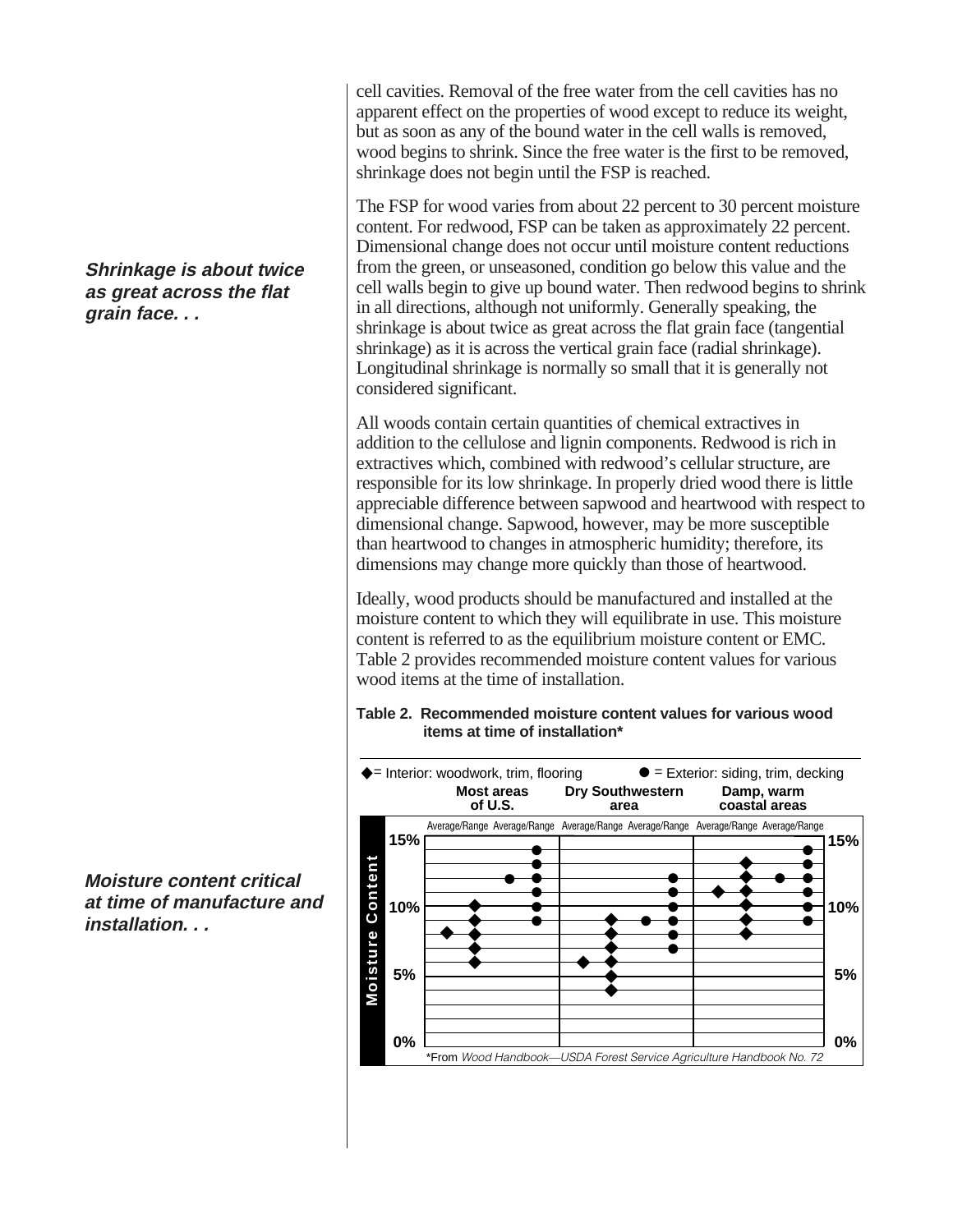cell cavities. Removal of the free water from the cell cavities has no apparent effect on the properties of wood except to reduce its weight, but as soon as any of the bound water in the cell walls is removed, wood begins to shrink. Since the free water is the first to be removed, shrinkage does not begin until the FSP is reached.

*Shrinkage is about twice as great across the flat grain face. . .*

The FSP for wood varies from about 22 percent to 30 percent moisture content. For redwood, FSP can be taken as approximately 22 percent. Dimensional change does not occur until moisture content reductions from the green, or unseasoned, condition go below this value and the cell walls begin to give up bound water. Then redwood begins to shrink in all directions, although not uniformly. Generally speaking, the shrinkage is about twice as great across the flat grain face (tangential shrinkage) as it is across the vertical grain face (radial shrinkage). Longitudinal shrinkage is normally so small that it is generally not considered significant.

All woods contain certain quantities of chemical extractives in addition to the cellulose and lignin components. Redwood is rich in extractives which, combined with redwood's cellular structure, are responsible for its low shrinkage. In properly dried wood there is little appreciable difference between sapwood and heartwood with respect to dimensional change. Sapwood, however, may be more susceptible than heartwood to changes in atmospheric humidity; therefore, its dimensions may change more quickly than those of heartwood.

*Moisture content critical at time of manufacture and installation. . .*

Ideally, wood products should be manufactured and installed at the moisture content to which they will equilibrate in use. This moisture content is referred to as the equilibrium moisture content or EMC. Table 2 provides recommended moisture content values for various wood items at the time of installation.

**Table 2. Recommended moisture content values for various wood items at time of installation***

◆ = Interior: woodwork, trim, flooring ● = Exterior: siding, trim, decking

| Moisture Content | Most areas of U.S. | | Dry Southwestern area | | Damp, warm coastal areas | |
|---|---|---|---|---|---|---|
| | Interior ◆ | Exterior ● | Interior ◆ | Exterior ● | Interior ◆ | Exterior ● |
| Average | 8% | 12% | 6% | 9% | 11% | 12% |
| Range | 6%–10% | 9%–14% | 4%–9% | 7%–12% | 8%–13% | 9%–14% |

*From *Wood Handbook—USDA Forest Service Agriculture Handbook No. 72*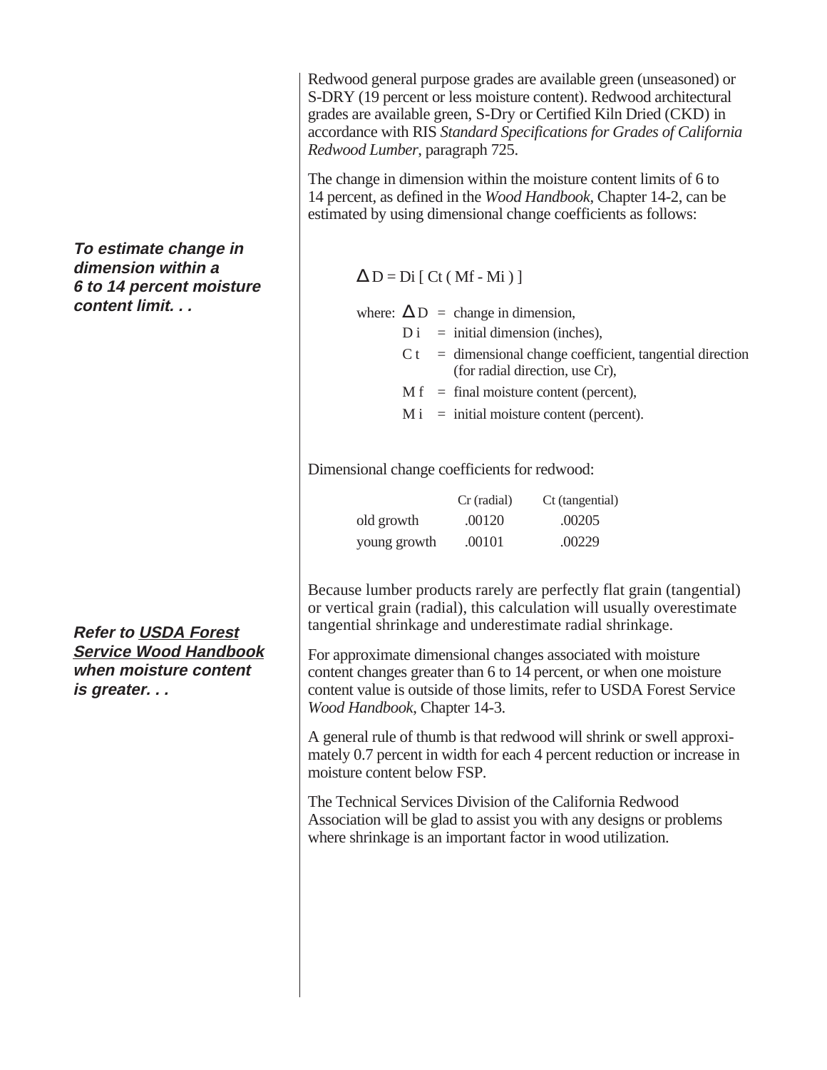Redwood general purpose grades are available green (unseasoned) or S-DRY (19 percent or less moisture content). Redwood architectural grades are available green, S-Dry or Certified Kiln Dried (CKD) in accordance with RIS *Standard Specifications for Grades of California Redwood Lumber*, paragraph 725.

The change in dimension within the moisture content limits of 6 to 14 percent, as defined in the *Wood Handbook*, Chapter 14-2, can be estimated by using dimensional change coefficients as follows:

***To estimate change in dimension within a 6 to 14 percent moisture content limit. . .***

$$\Delta D = D_i \left[ C_t \left( M_f - M_i \right) \right]$$

where:
- $\Delta D$ = change in dimension,
- $D_i$ = initial dimension (inches),
- $C_t$ = dimensional change coefficient, tangential direction (for radial direction, use $C_r$),
- $M_f$ = final moisture content (percent),
- $M_i$ = initial moisture content (percent).

Dimensional change coefficients for redwood:

| | Cr (radial) | Ct (tangential) |
|---|---|---|
| old growth | .00120 | .00205 |
| young growth | .00101 | .00229 |

Because lumber products rarely are perfectly flat grain (tangential) or vertical grain (radial), this calculation will usually overestimate tangential shrinkage and underestimate radial shrinkage.

***Refer to <u>USDA Forest Service Wood Handbook</u> when moisture content is greater. . .***

For approximate dimensional changes associated with moisture content changes greater than 6 to 14 percent, or when one moisture content value is outside of those limits, refer to USDA Forest Service *Wood Handbook*, Chapter 14-3.

A general rule of thumb is that redwood will shrink or swell approximately 0.7 percent in width for each 4 percent reduction or increase in moisture content below FSP.

The Technical Services Division of the California Redwood Association will be glad to assist you with any designs or problems where shrinkage is an important factor in wood utilization.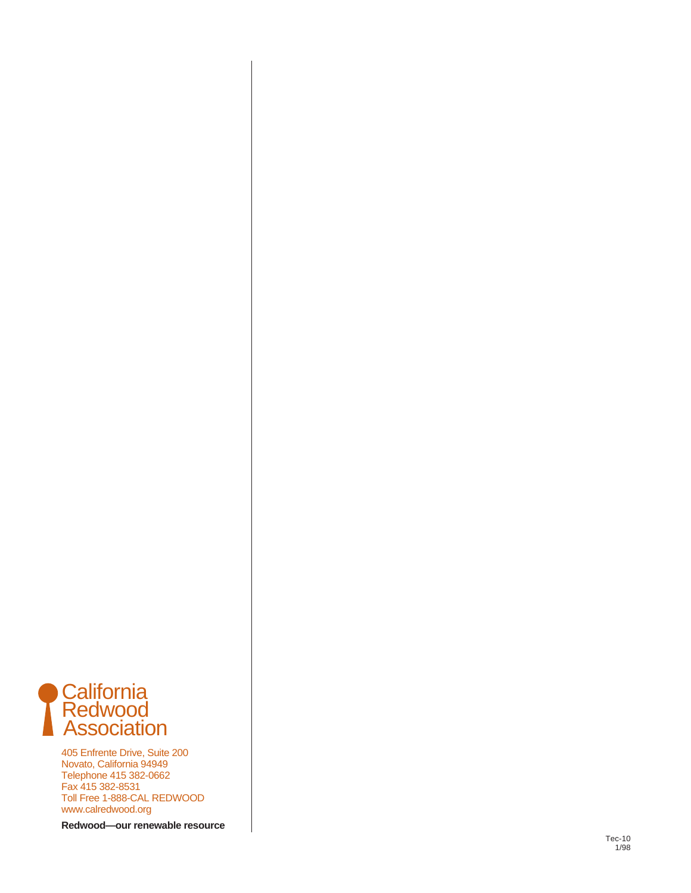California
Redwood
Association

405 Enfrente Drive, Suite 200
Novato, California 94949
Telephone 415 382-0662
Fax 415 382-8531
Toll Free 1-888-CAL REDWOOD
www.calredwood.org

**Redwood—our renewable resource**

Tec-10
1/98